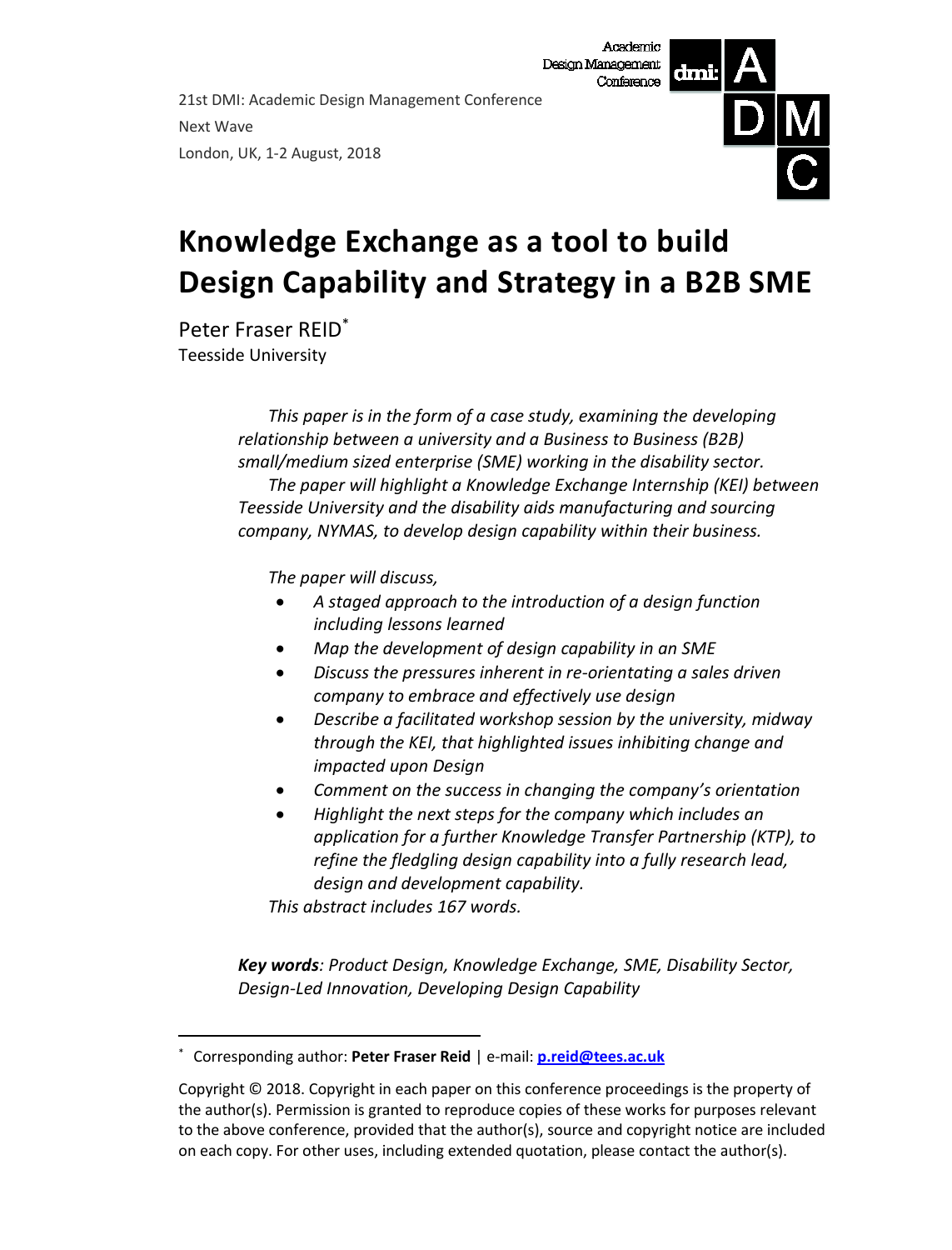21st DMI: Academic Design Management Conference

Next Wave

London, UK, 1-2 August, 2018

# Knowledge Exchange as a tool to build Design Capability and Strategy in a B2B SME

Peter Fraser REID[*]

Teesside University

*This paper is in the form of a case study, examining the developing relationship between a university and a Business to Business (B2B) small/medium sized enterprise (SME) working in the disability sector.*

*The paper will highlight a Knowledge Exchange Internship (KEI) between Teesside University and the disability aids manufacturing and sourcing company, NYMAS, to develop design capability within their business.*

*The paper will discuss,*

- *A staged approach to the introduction of a design function including lessons learned*
- *Map the development of design capability in an SME*
- *Discuss the pressures inherent in re-orientating a sales driven company to embrace and effectively use design*
- *Describe a facilitated workshop session by the university, midway through the KEI, that highlighted issues inhibiting change and impacted upon Design*
- *Comment on the success in changing the company's orientation*
- *Highlight the next steps for the company which includes an application for a further Knowledge Transfer Partnership (KTP), to refine the fledgling design capability into a fully research lead, design and development capability.*

*This abstract includes 167 words.*

***Key words**: Product Design, Knowledge Exchange, SME, Disability Sector, Design-Led Innovation, Developing Design Capability*

---

[*] Corresponding author: **Peter Fraser Reid** | e-mail: **p.reid@tees.ac.uk**

Copyright © 2018. Copyright in each paper on this conference proceedings is the property of the author(s). Permission is granted to reproduce copies of these works for purposes relevant to the above conference, provided that the author(s), source and copyright notice are included on each copy. For other uses, including extended quotation, please contact the author(s).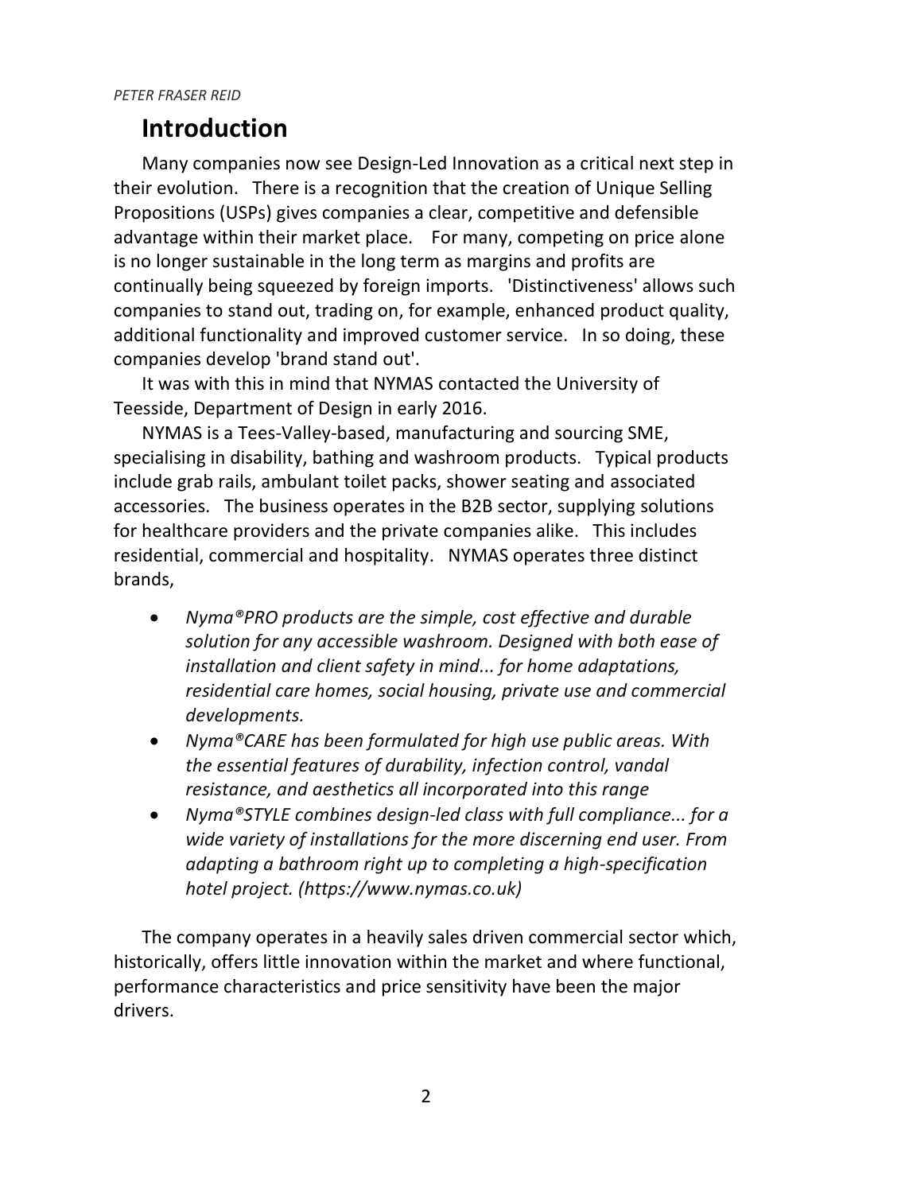# Introduction

Many companies now see Design-Led Innovation as a critical next step in their evolution. There is a recognition that the creation of Unique Selling Propositions (USPs) gives companies a clear, competitive and defensible advantage within their market place. For many, competing on price alone is no longer sustainable in the long term as margins and profits are continually being squeezed by foreign imports. 'Distinctiveness' allows such companies to stand out, trading on, for example, enhanced product quality, additional functionality and improved customer service. In so doing, these companies develop 'brand stand out'.

It was with this in mind that NYMAS contacted the University of Teesside, Department of Design in early 2016.

NYMAS is a Tees-Valley-based, manufacturing and sourcing SME, specialising in disability, bathing and washroom products. Typical products include grab rails, ambulant toilet packs, shower seating and associated accessories. The business operates in the B2B sector, supplying solutions for healthcare providers and the private companies alike. This includes residential, commercial and hospitality. NYMAS operates three distinct brands,

- *Nyma®PRO products are the simple, cost effective and durable solution for any accessible washroom. Designed with both ease of installation and client safety in mind... for home adaptations, residential care homes, social housing, private use and commercial developments.*
- *Nyma®CARE has been formulated for high use public areas. With the essential features of durability, infection control, vandal resistance, and aesthetics all incorporated into this range*
- *Nyma®STYLE combines design-led class with full compliance... for a wide variety of installations for the more discerning end user. From adapting a bathroom right up to completing a high-specification hotel project. (https://www.nymas.co.uk)*

The company operates in a heavily sales driven commercial sector which, historically, offers little innovation within the market and where functional, performance characteristics and price sensitivity have been the major drivers.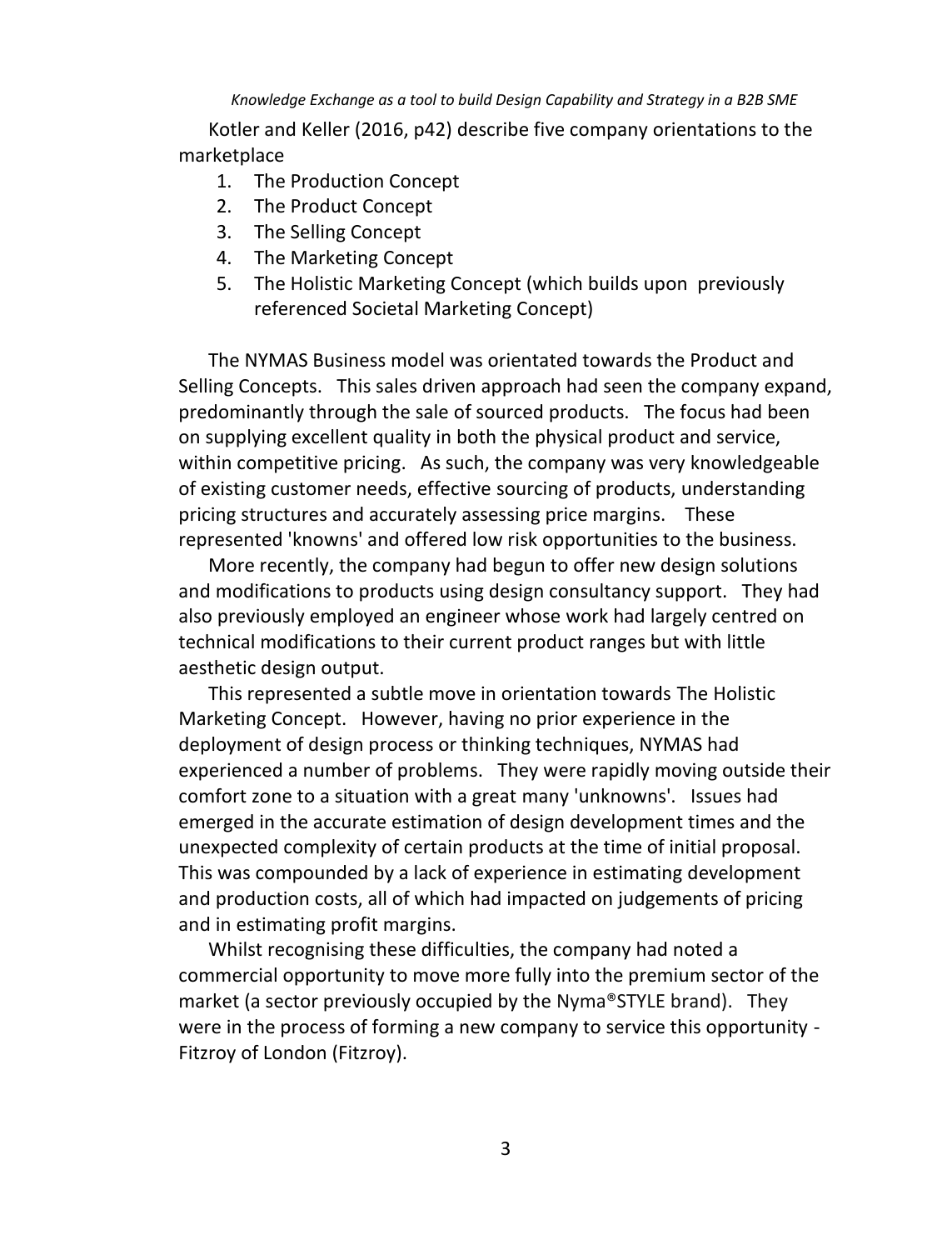Kotler and Keller (2016, p42) describe five company orientations to the marketplace

1. The Production Concept
2. The Product Concept
3. The Selling Concept
4. The Marketing Concept
5. The Holistic Marketing Concept (which builds upon previously referenced Societal Marketing Concept)

The NYMAS Business model was orientated towards the Product and Selling Concepts. This sales driven approach had seen the company expand, predominantly through the sale of sourced products. The focus had been on supplying excellent quality in both the physical product and service, within competitive pricing. As such, the company was very knowledgeable of existing customer needs, effective sourcing of products, understanding pricing structures and accurately assessing price margins. These represented 'knowns' and offered low risk opportunities to the business.

More recently, the company had begun to offer new design solutions and modifications to products using design consultancy support. They had also previously employed an engineer whose work had largely centred on technical modifications to their current product ranges but with little aesthetic design output.

This represented a subtle move in orientation towards The Holistic Marketing Concept. However, having no prior experience in the deployment of design process or thinking techniques, NYMAS had experienced a number of problems. They were rapidly moving outside their comfort zone to a situation with a great many 'unknowns'. Issues had emerged in the accurate estimation of design development times and the unexpected complexity of certain products at the time of initial proposal. This was compounded by a lack of experience in estimating development and production costs, all of which had impacted on judgements of pricing and in estimating profit margins.

Whilst recognising these difficulties, the company had noted a commercial opportunity to move more fully into the premium sector of the market (a sector previously occupied by the Nyma®STYLE brand). They were in the process of forming a new company to service this opportunity - Fitzroy of London (Fitzroy).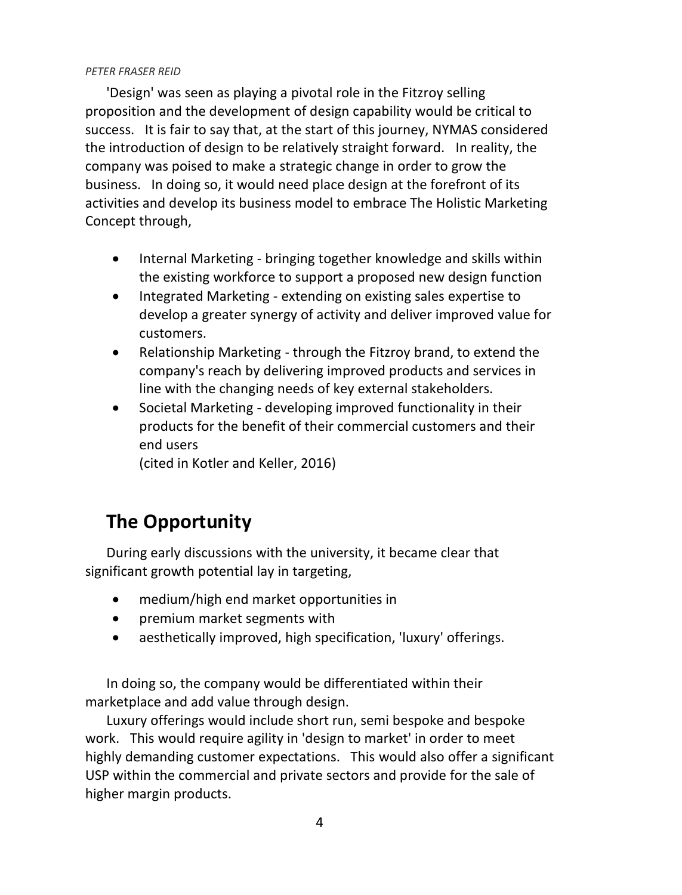'Design' was seen as playing a pivotal role in the Fitzroy selling proposition and the development of design capability would be critical to success. It is fair to say that, at the start of this journey, NYMAS considered the introduction of design to be relatively straight forward. In reality, the company was poised to make a strategic change in order to grow the business. In doing so, it would need place design at the forefront of its activities and develop its business model to embrace The Holistic Marketing Concept through,

- Internal Marketing - bringing together knowledge and skills within the existing workforce to support a proposed new design function
- Integrated Marketing - extending on existing sales expertise to develop a greater synergy of activity and deliver improved value for customers.
- Relationship Marketing - through the Fitzroy brand, to extend the company's reach by delivering improved products and services in line with the changing needs of key external stakeholders.
- Societal Marketing - developing improved functionality in their products for the benefit of their commercial customers and their end users
  (cited in Kotler and Keller, 2016)

## The Opportunity

During early discussions with the university, it became clear that significant growth potential lay in targeting,

- medium/high end market opportunities in
- premium market segments with
- aesthetically improved, high specification, 'luxury' offerings.

In doing so, the company would be differentiated within their marketplace and add value through design.

Luxury offerings would include short run, semi bespoke and bespoke work. This would require agility in 'design to market' in order to meet highly demanding customer expectations. This would also offer a significant USP within the commercial and private sectors and provide for the sale of higher margin products.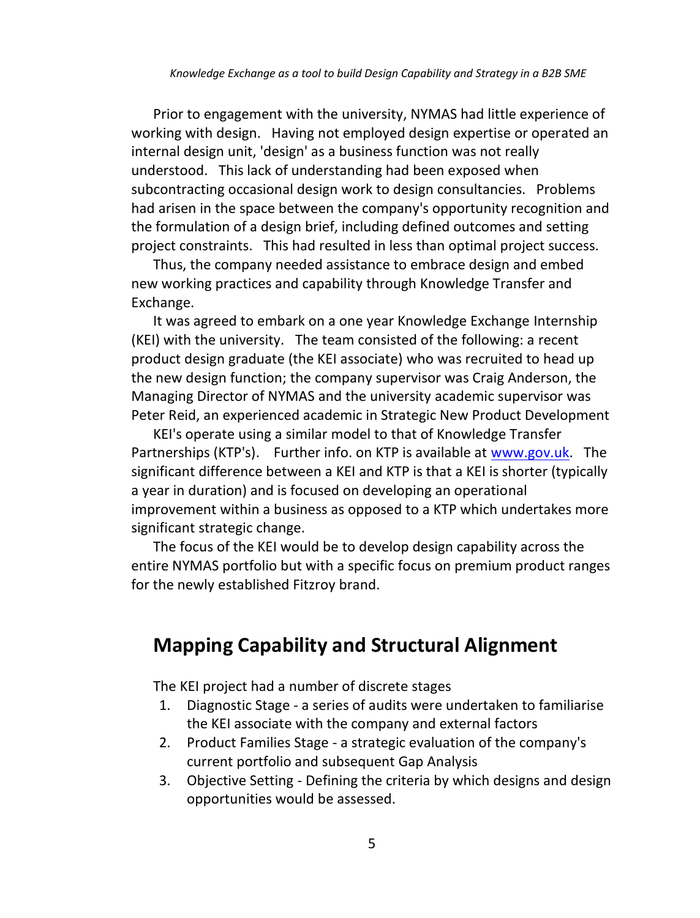Prior to engagement with the university, NYMAS had little experience of working with design. Having not employed design expertise or operated an internal design unit, 'design' as a business function was not really understood. This lack of understanding had been exposed when subcontracting occasional design work to design consultancies. Problems had arisen in the space between the company's opportunity recognition and the formulation of a design brief, including defined outcomes and setting project constraints. This had resulted in less than optimal project success.

Thus, the company needed assistance to embrace design and embed new working practices and capability through Knowledge Transfer and Exchange.

It was agreed to embark on a one year Knowledge Exchange Internship (KEI) with the university. The team consisted of the following: a recent product design graduate (the KEI associate) who was recruited to head up the new design function; the company supervisor was Craig Anderson, the Managing Director of NYMAS and the university academic supervisor was Peter Reid, an experienced academic in Strategic New Product Development

KEI's operate using a similar model to that of Knowledge Transfer Partnerships (KTP's). Further info. on KTP is available at [www.gov.uk](www.gov.uk). The significant difference between a KEI and KTP is that a KEI is shorter (typically a year in duration) and is focused on developing an operational improvement within a business as opposed to a KTP which undertakes more significant strategic change.

The focus of the KEI would be to develop design capability across the entire NYMAS portfolio but with a specific focus on premium product ranges for the newly established Fitzroy brand.

## Mapping Capability and Structural Alignment

The KEI project had a number of discrete stages

1. Diagnostic Stage - a series of audits were undertaken to familiarise the KEI associate with the company and external factors
2. Product Families Stage - a strategic evaluation of the company's current portfolio and subsequent Gap Analysis
3. Objective Setting - Defining the criteria by which designs and design opportunities would be assessed.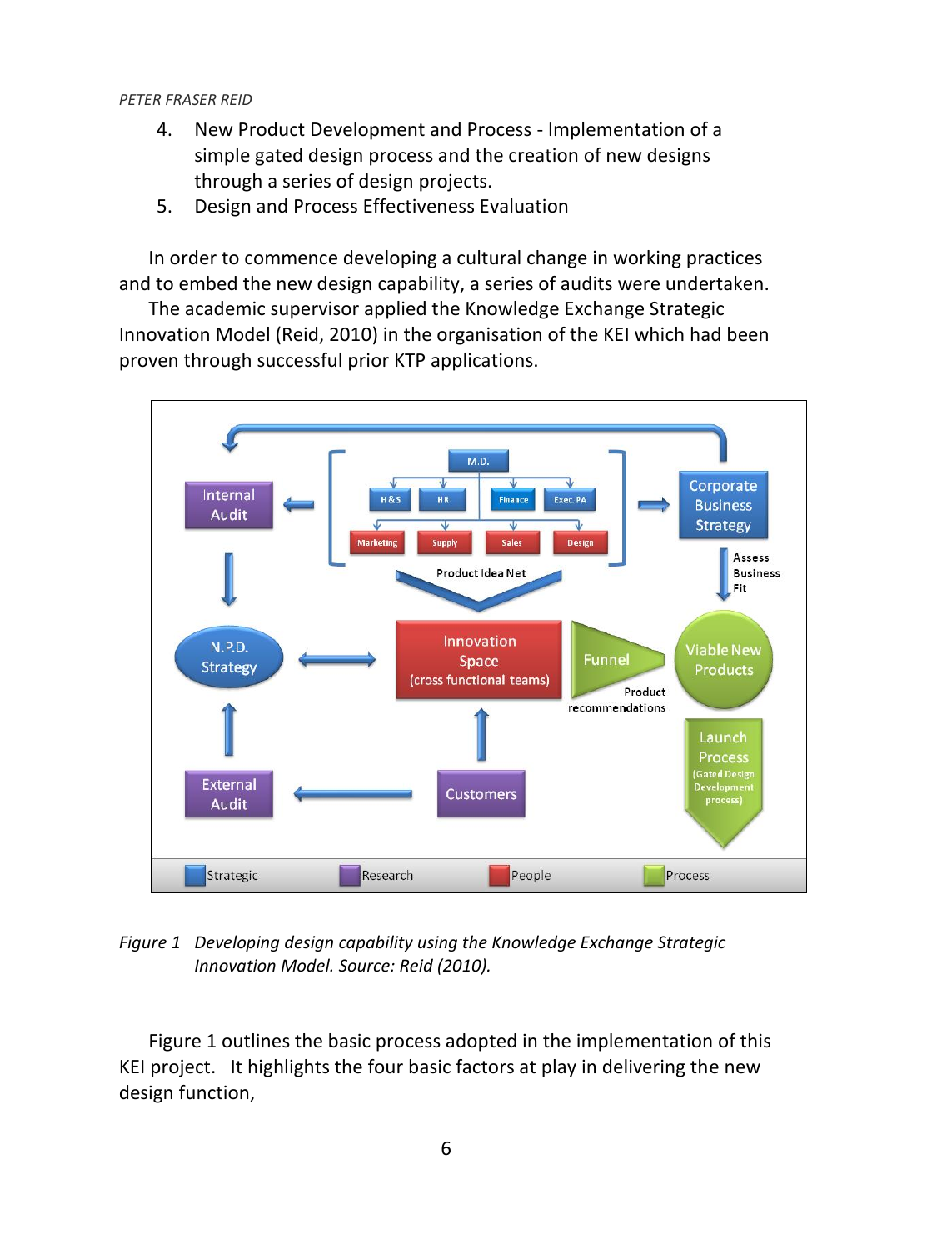4. New Product Development and Process - Implementation of a simple gated design process and the creation of new designs through a series of design projects.
5. Design and Process Effectiveness Evaluation

In order to commence developing a cultural change in working practices and to embed the new design capability, a series of audits were undertaken.

The academic supervisor applied the Knowledge Exchange Strategic Innovation Model (Reid, 2010) in the organisation of the KEI which had been proven through successful prior KTP applications.

*Figure 1 Developing design capability using the Knowledge Exchange Strategic Innovation Model. Source: Reid (2010).*

Figure 1 outlines the basic process adopted in the implementation of this KEI project. It highlights the four basic factors at play in delivering the new design function,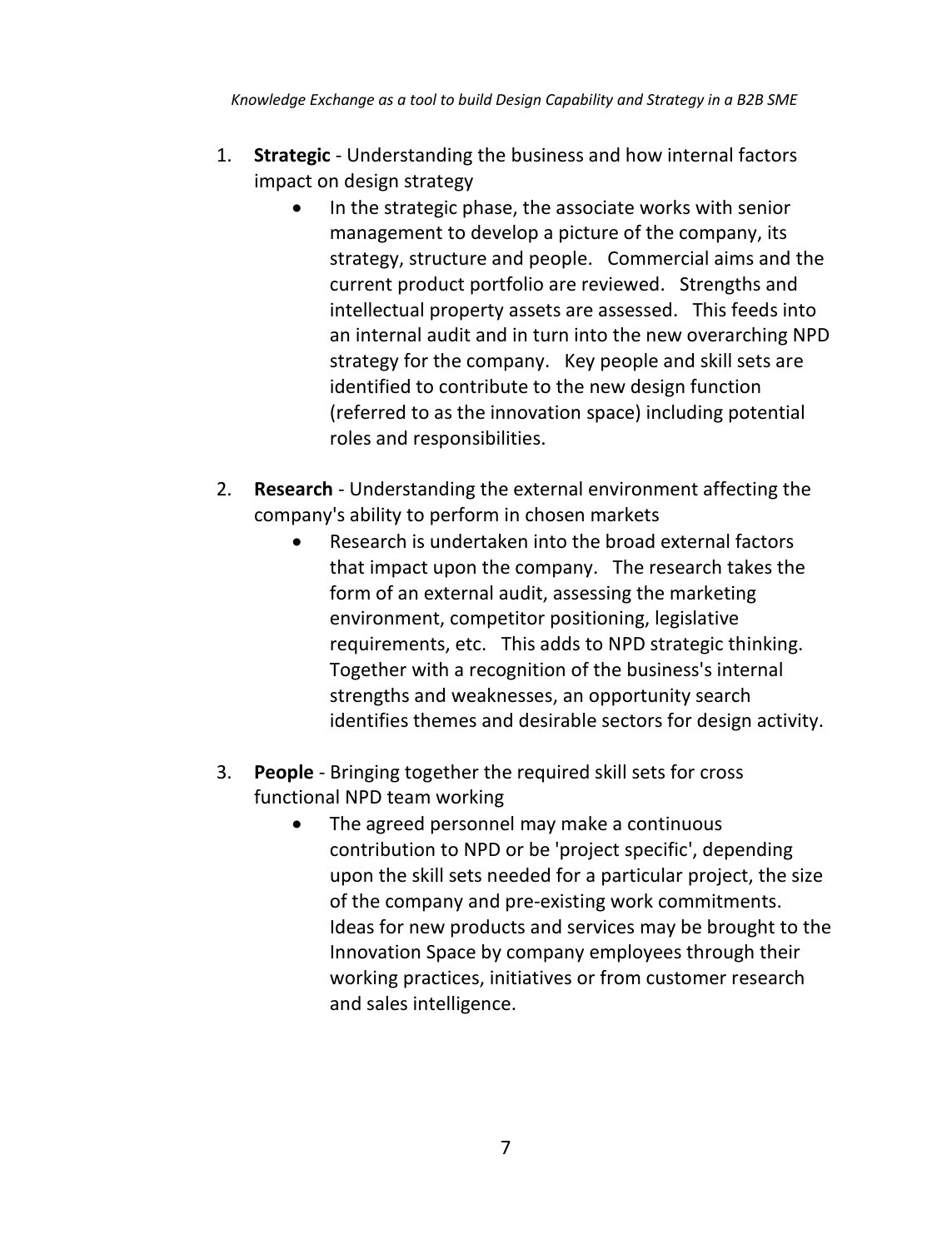1. **Strategic** - Understanding the business and how internal factors impact on design strategy
    - In the strategic phase, the associate works with senior management to develop a picture of the company, its strategy, structure and people. Commercial aims and the current product portfolio are reviewed. Strengths and intellectual property assets are assessed. This feeds into an internal audit and in turn into the new overarching NPD strategy for the company. Key people and skill sets are identified to contribute to the new design function (referred to as the innovation space) including potential roles and responsibilities.

2. **Research** - Understanding the external environment affecting the company's ability to perform in chosen markets
    - Research is undertaken into the broad external factors that impact upon the company. The research takes the form of an external audit, assessing the marketing environment, competitor positioning, legislative requirements, etc. This adds to NPD strategic thinking. Together with a recognition of the business's internal strengths and weaknesses, an opportunity search identifies themes and desirable sectors for design activity.

3. **People** - Bringing together the required skill sets for cross functional NPD team working
    - The agreed personnel may make a continuous contribution to NPD or be 'project specific', depending upon the skill sets needed for a particular project, the size of the company and pre-existing work commitments. Ideas for new products and services may be brought to the Innovation Space by company employees through their working practices, initiatives or from customer research and sales intelligence.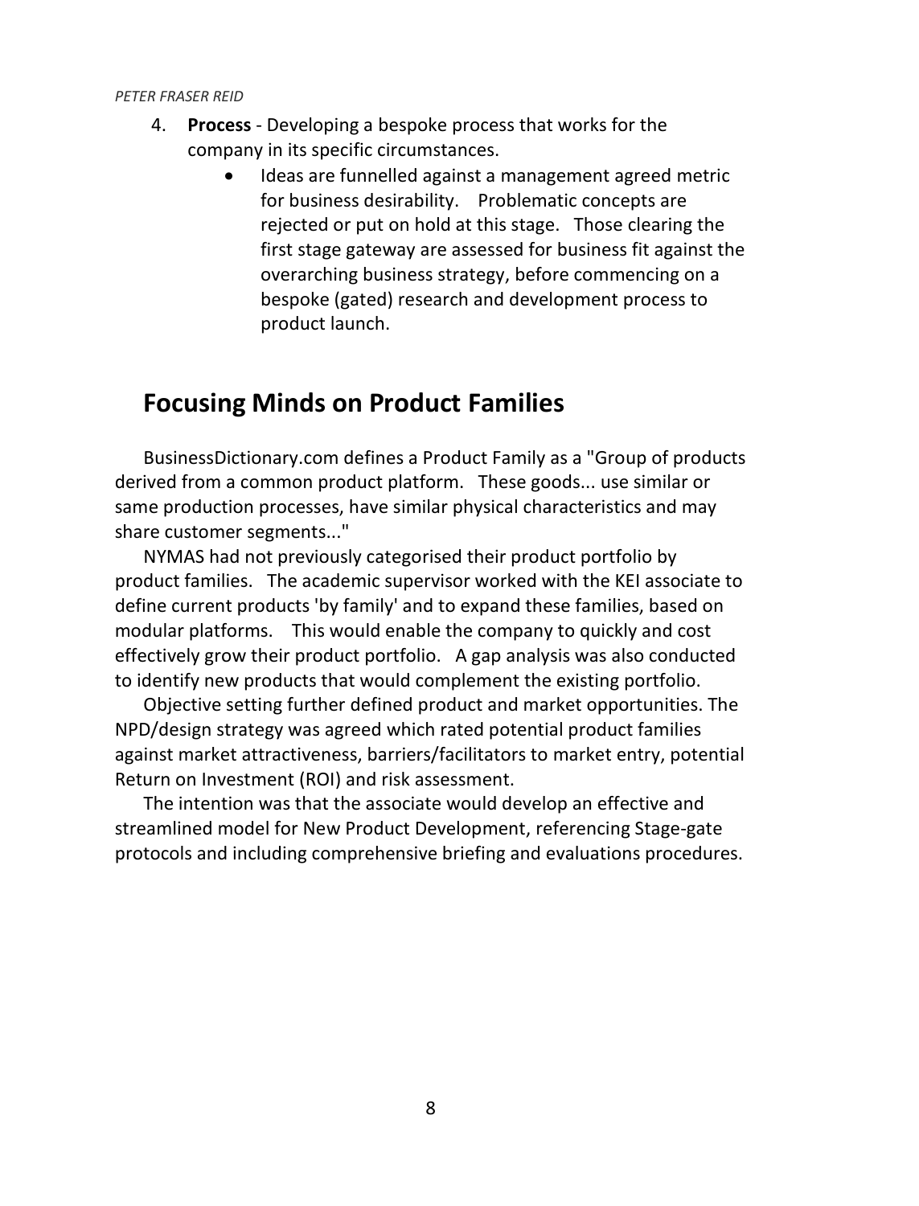4. **Process** - Developing a bespoke process that works for the company in its specific circumstances.
    - Ideas are funnelled against a management agreed metric for business desirability. Problematic concepts are rejected or put on hold at this stage. Those clearing the first stage gateway are assessed for business fit against the overarching business strategy, before commencing on a bespoke (gated) research and development process to product launch.

## Focusing Minds on Product Families

BusinessDictionary.com defines a Product Family as a "Group of products derived from a common product platform. These goods... use similar or same production processes, have similar physical characteristics and may share customer segments..."

NYMAS had not previously categorised their product portfolio by product families. The academic supervisor worked with the KEI associate to define current products 'by family' and to expand these families, based on modular platforms. This would enable the company to quickly and cost effectively grow their product portfolio. A gap analysis was also conducted to identify new products that would complement the existing portfolio.

Objective setting further defined product and market opportunities. The NPD/design strategy was agreed which rated potential product families against market attractiveness, barriers/facilitators to market entry, potential Return on Investment (ROI) and risk assessment.

The intention was that the associate would develop an effective and streamlined model for New Product Development, referencing Stage-gate protocols and including comprehensive briefing and evaluations procedures.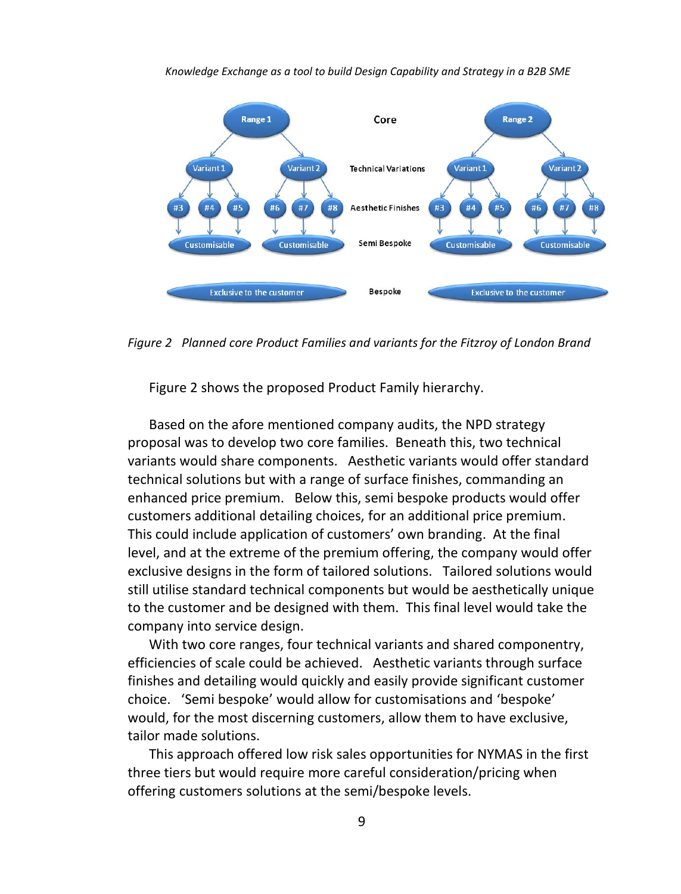*Figure 2 Planned core Product Families and variants for the Fitzroy of London Brand*

Figure 2 shows the proposed Product Family hierarchy.

Based on the afore mentioned company audits, the NPD strategy proposal was to develop two core families. Beneath this, two technical variants would share components. Aesthetic variants would offer standard technical solutions but with a range of surface finishes, commanding an enhanced price premium. Below this, semi bespoke products would offer customers additional detailing choices, for an additional price premium. This could include application of customers' own branding. At the final level, and at the extreme of the premium offering, the company would offer exclusive designs in the form of tailored solutions. Tailored solutions would still utilise standard technical components but would be aesthetically unique to the customer and be designed with them. This final level would take the company into service design.

With two core ranges, four technical variants and shared componentry, efficiencies of scale could be achieved. Aesthetic variants through surface finishes and detailing would quickly and easily provide significant customer choice. 'Semi bespoke' would allow for customisations and 'bespoke' would, for the most discerning customers, allow them to have exclusive, tailor made solutions.

This approach offered low risk sales opportunities for NYMAS in the first three tiers but would require more careful consideration/pricing when offering customers solutions at the semi/bespoke levels.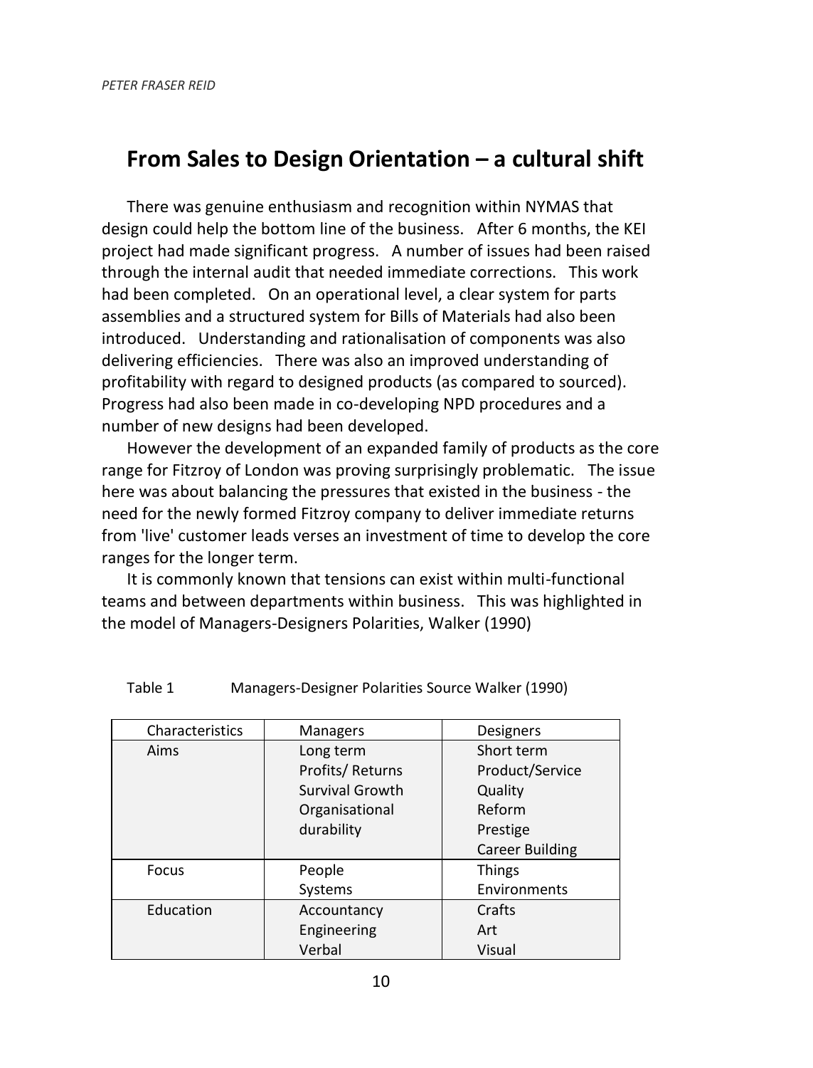## From Sales to Design Orientation – a cultural shift

There was genuine enthusiasm and recognition within NYMAS that design could help the bottom line of the business. After 6 months, the KEI project had made significant progress. A number of issues had been raised through the internal audit that needed immediate corrections. This work had been completed. On an operational level, a clear system for parts assemblies and a structured system for Bills of Materials had also been introduced. Understanding and rationalisation of components was also delivering efficiencies. There was also an improved understanding of profitability with regard to designed products (as compared to sourced). Progress had also been made in co-developing NPD procedures and a number of new designs had been developed.

However the development of an expanded family of products as the core range for Fitzroy of London was proving surprisingly problematic. The issue here was about balancing the pressures that existed in the business - the need for the newly formed Fitzroy company to deliver immediate returns from 'live' customer leads verses an investment of time to develop the core ranges for the longer term.

It is commonly known that tensions can exist within multi-functional teams and between departments within business. This was highlighted in the model of Managers-Designers Polarities, Walker (1990)

Table 1 Managers-Designer Polarities Source Walker (1990)

| Characteristics | Managers | Designers |
|---|---|---|
| Aims | Long term<br>Profits/ Returns<br>Survival Growth<br>Organisational durability | Short term<br>Product/Service<br>Quality<br>Reform<br>Prestige<br>Career Building |
| Focus | People<br>Systems | Things<br>Environments |
| Education | Accountancy<br>Engineering<br>Verbal | Crafts<br>Art<br>Visual |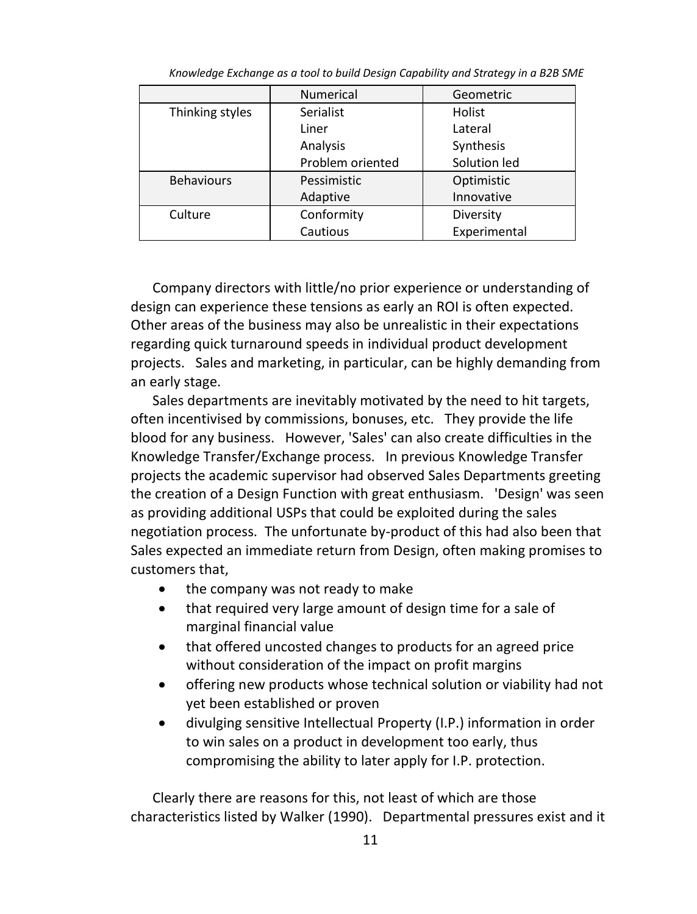| | Numerical | Geometric |
|---|---|---|
| Thinking styles | Serialist<br>Liner<br>Analysis<br>Problem oriented | Holist<br>Lateral<br>Synthesis<br>Solution led |
| Behaviours | Pessimistic<br>Adaptive | Optimistic<br>Innovative |
| Culture | Conformity<br>Cautious | Diversity<br>Experimental |

Company directors with little/no prior experience or understanding of design can experience these tensions as early an ROI is often expected. Other areas of the business may also be unrealistic in their expectations regarding quick turnaround speeds in individual product development projects. Sales and marketing, in particular, can be highly demanding from an early stage.

Sales departments are inevitably motivated by the need to hit targets, often incentivised by commissions, bonuses, etc. They provide the life blood for any business. However, 'Sales' can also create difficulties in the Knowledge Transfer/Exchange process. In previous Knowledge Transfer projects the academic supervisor had observed Sales Departments greeting the creation of a Design Function with great enthusiasm. 'Design' was seen as providing additional USPs that could be exploited during the sales negotiation process. The unfortunate by-product of this had also been that Sales expected an immediate return from Design, often making promises to customers that,

- the company was not ready to make
- that required very large amount of design time for a sale of marginal financial value
- that offered uncosted changes to products for an agreed price without consideration of the impact on profit margins
- offering new products whose technical solution or viability had not yet been established or proven
- divulging sensitive Intellectual Property (I.P.) information in order to win sales on a product in development too early, thus compromising the ability to later apply for I.P. protection.

Clearly there are reasons for this, not least of which are those characteristics listed by Walker (1990). Departmental pressures exist and it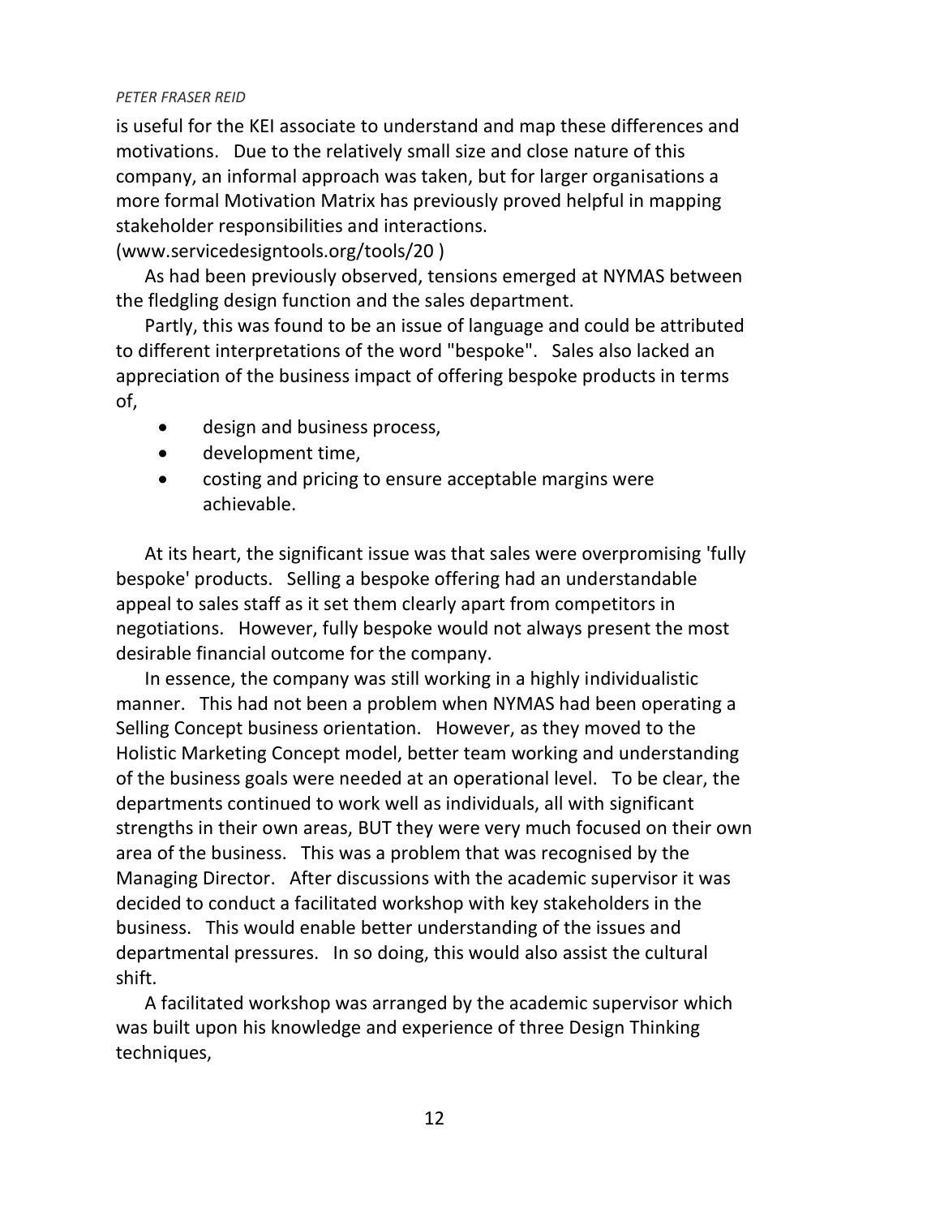is useful for the KEI associate to understand and map these differences and motivations. Due to the relatively small size and close nature of this company, an informal approach was taken, but for larger organisations a more formal Motivation Matrix has previously proved helpful in mapping stakeholder responsibilities and interactions. (www.servicedesigntools.org/tools/20 )

As had been previously observed, tensions emerged at NYMAS between the fledgling design function and the sales department.

Partly, this was found to be an issue of language and could be attributed to different interpretations of the word "bespoke". Sales also lacked an appreciation of the business impact of offering bespoke products in terms of,

- design and business process,
- development time,
- costing and pricing to ensure acceptable margins were achievable.

At its heart, the significant issue was that sales were overpromising 'fully bespoke' products. Selling a bespoke offering had an understandable appeal to sales staff as it set them clearly apart from competitors in negotiations. However, fully bespoke would not always present the most desirable financial outcome for the company.

In essence, the company was still working in a highly individualistic manner. This had not been a problem when NYMAS had been operating a Selling Concept business orientation. However, as they moved to the Holistic Marketing Concept model, better team working and understanding of the business goals were needed at an operational level. To be clear, the departments continued to work well as individuals, all with significant strengths in their own areas, BUT they were very much focused on their own area of the business. This was a problem that was recognised by the Managing Director. After discussions with the academic supervisor it was decided to conduct a facilitated workshop with key stakeholders in the business. This would enable better understanding of the issues and departmental pressures. In so doing, this would also assist the cultural shift.

A facilitated workshop was arranged by the academic supervisor which was built upon his knowledge and experience of three Design Thinking techniques,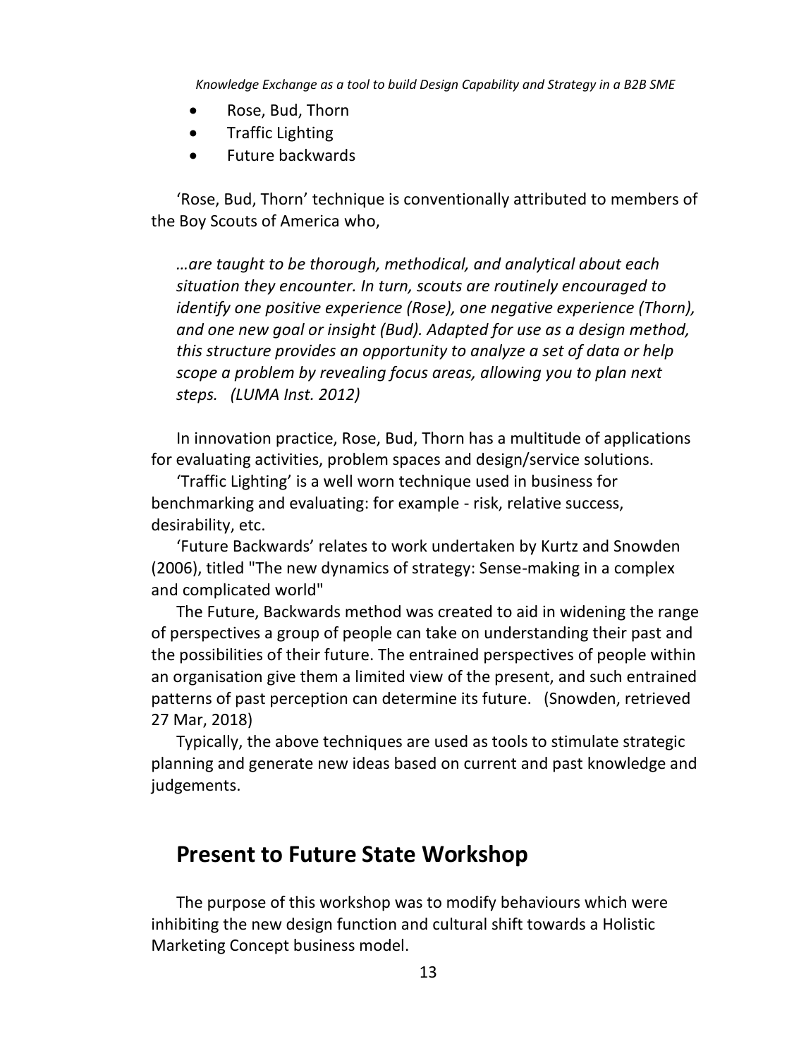- Rose, Bud, Thorn
- Traffic Lighting
- Future backwards

'Rose, Bud, Thorn' technique is conventionally attributed to members of the Boy Scouts of America who,

> *…are taught to be thorough, methodical, and analytical about each situation they encounter. In turn, scouts are routinely encouraged to identify one positive experience (Rose), one negative experience (Thorn), and one new goal or insight (Bud). Adapted for use as a design method, this structure provides an opportunity to analyze a set of data or help scope a problem by revealing focus areas, allowing you to plan next steps. (LUMA Inst. 2012)*

In innovation practice, Rose, Bud, Thorn has a multitude of applications for evaluating activities, problem spaces and design/service solutions.

'Traffic Lighting' is a well worn technique used in business for benchmarking and evaluating: for example - risk, relative success, desirability, etc.

'Future Backwards' relates to work undertaken by Kurtz and Snowden (2006), titled "The new dynamics of strategy: Sense-making in a complex and complicated world"

The Future, Backwards method was created to aid in widening the range of perspectives a group of people can take on understanding their past and the possibilities of their future. The entrained perspectives of people within an organisation give them a limited view of the present, and such entrained patterns of past perception can determine its future. (Snowden, retrieved 27 Mar, 2018)

Typically, the above techniques are used as tools to stimulate strategic planning and generate new ideas based on current and past knowledge and judgements.

## Present to Future State Workshop

The purpose of this workshop was to modify behaviours which were inhibiting the new design function and cultural shift towards a Holistic Marketing Concept business model.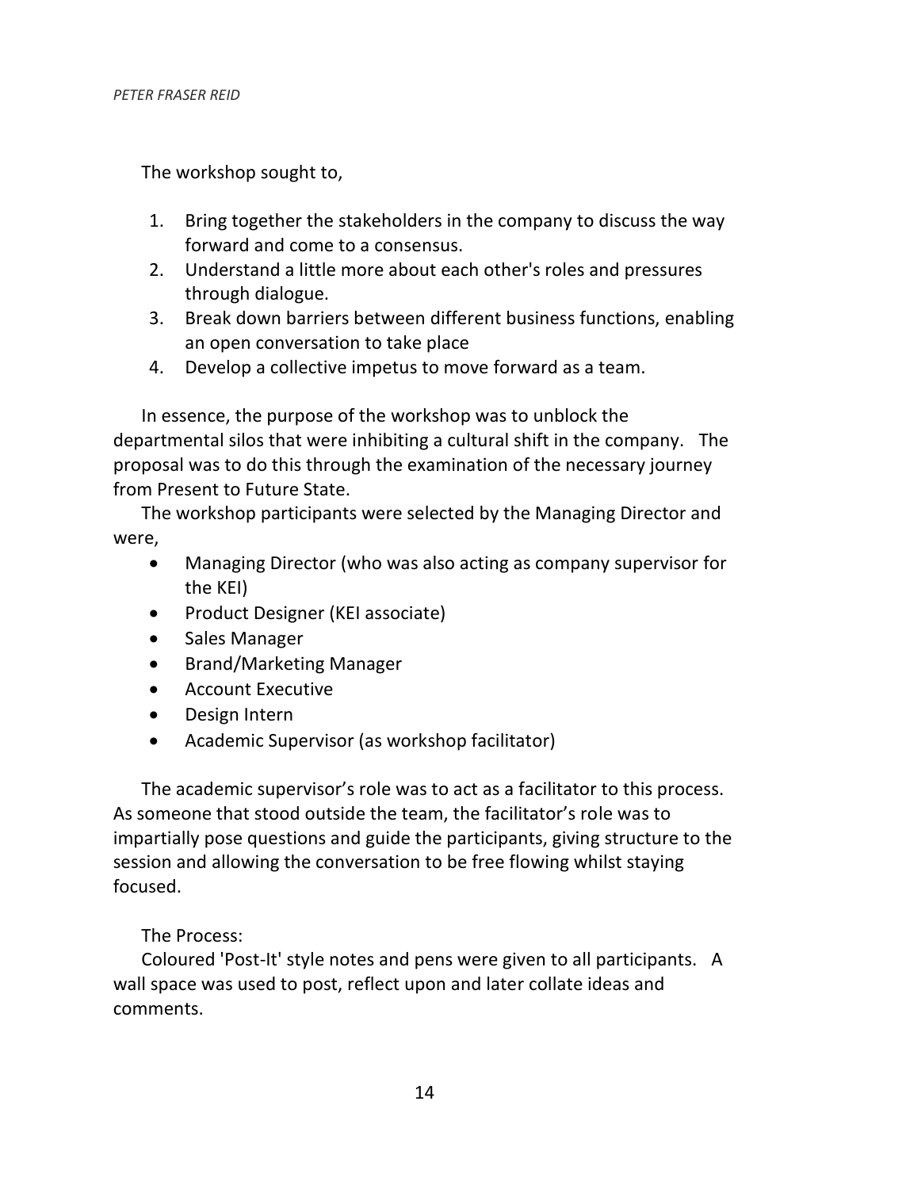The workshop sought to,

1. Bring together the stakeholders in the company to discuss the way forward and come to a consensus.
2. Understand a little more about each other's roles and pressures through dialogue.
3. Break down barriers between different business functions, enabling an open conversation to take place
4. Develop a collective impetus to move forward as a team.

In essence, the purpose of the workshop was to unblock the departmental silos that were inhibiting a cultural shift in the company. The proposal was to do this through the examination of the necessary journey from Present to Future State.

The workshop participants were selected by the Managing Director and were,

- Managing Director (who was also acting as company supervisor for the KEI)
- Product Designer (KEI associate)
- Sales Manager
- Brand/Marketing Manager
- Account Executive
- Design Intern
- Academic Supervisor (as workshop facilitator)

The academic supervisor's role was to act as a facilitator to this process. As someone that stood outside the team, the facilitator's role was to impartially pose questions and guide the participants, giving structure to the session and allowing the conversation to be free flowing whilst staying focused.

The Process:

Coloured 'Post-It' style notes and pens were given to all participants. A wall space was used to post, reflect upon and later collate ideas and comments.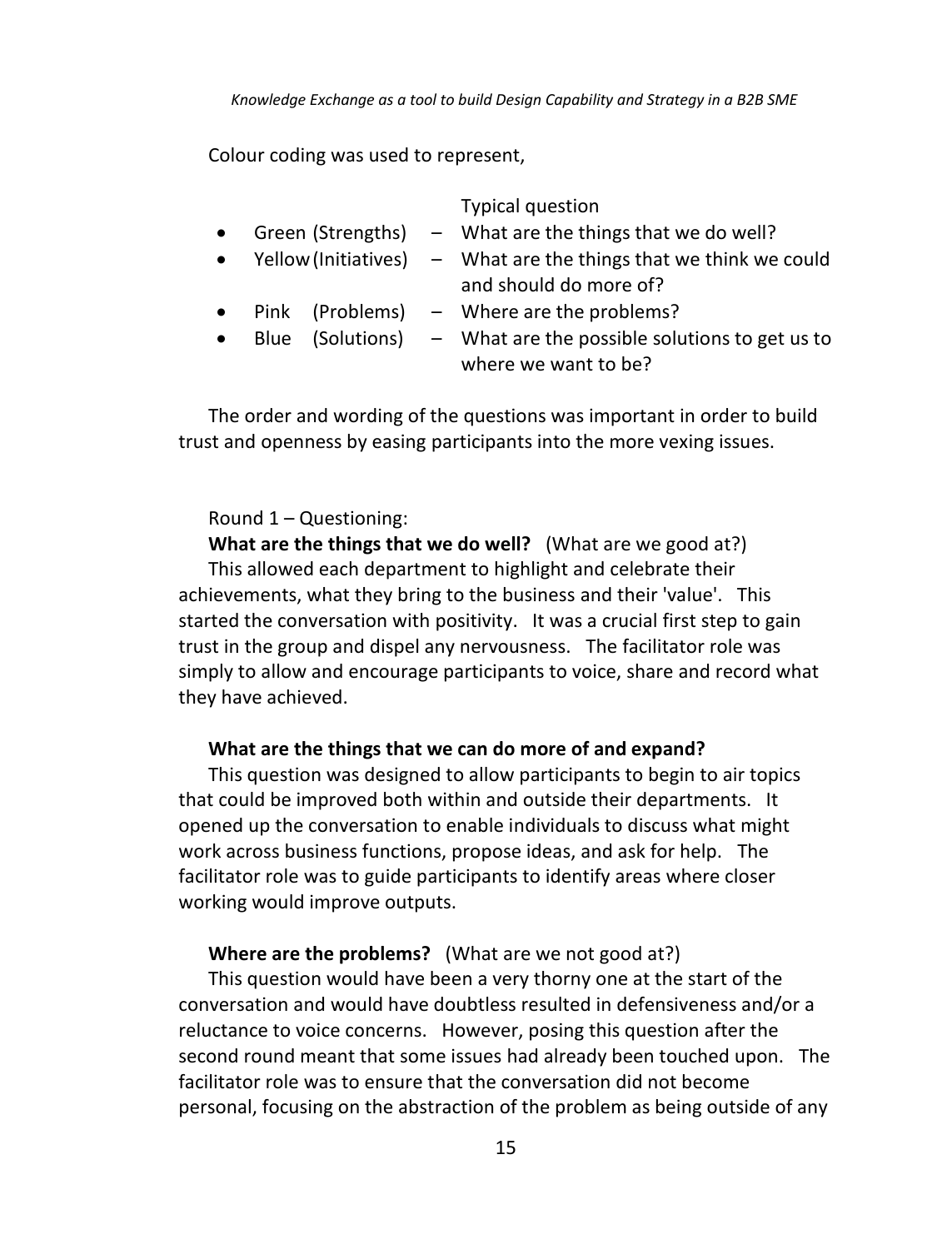Colour coding was used to represent,

| | | Typical question |
|---|---|---|
| • Green (Strengths) | – | What are the things that we do well? |
| • Yellow (Initiatives) | – | What are the things that we think we could and should do more of? |
| • Pink (Problems) | – | Where are the problems? |
| • Blue (Solutions) | – | What are the possible solutions to get us to where we want to be? |

The order and wording of the questions was important in order to build trust and openness by easing participants into the more vexing issues.

Round 1 – Questioning:

**What are the things that we do well?** (What are we good at?)

This allowed each department to highlight and celebrate their achievements, what they bring to the business and their 'value'. This started the conversation with positivity. It was a crucial first step to gain trust in the group and dispel any nervousness. The facilitator role was simply to allow and encourage participants to voice, share and record what they have achieved.

**What are the things that we can do more of and expand?**

This question was designed to allow participants to begin to air topics that could be improved both within and outside their departments. It opened up the conversation to enable individuals to discuss what might work across business functions, propose ideas, and ask for help. The facilitator role was to guide participants to identify areas where closer working would improve outputs.

**Where are the problems?** (What are we not good at?)

This question would have been a very thorny one at the start of the conversation and would have doubtless resulted in defensiveness and/or a reluctance to voice concerns. However, posing this question after the second round meant that some issues had already been touched upon. The facilitator role was to ensure that the conversation did not become personal, focusing on the abstraction of the problem as being outside of any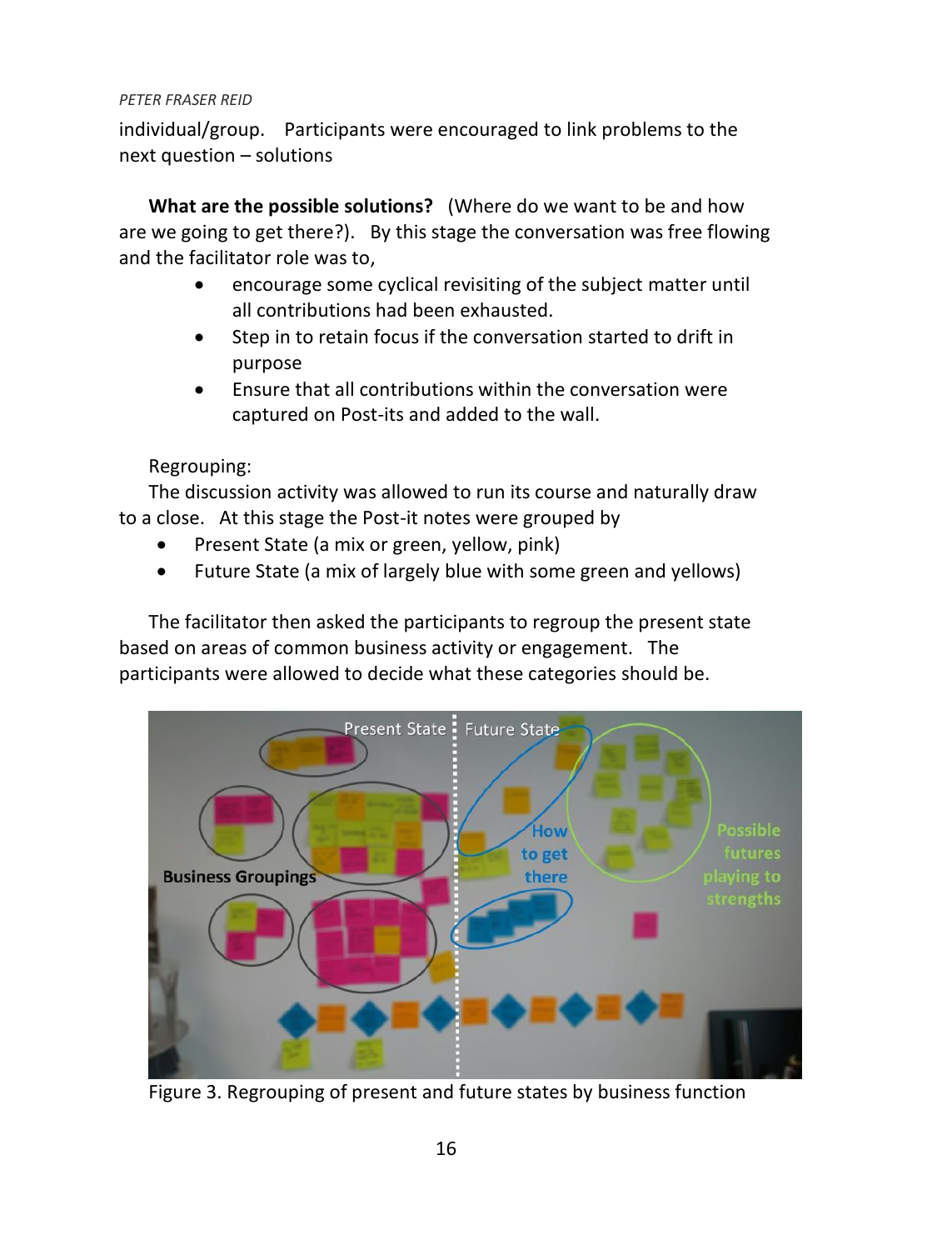individual/group. Participants were encouraged to link problems to the next question – solutions

**What are the possible solutions?** (Where do we want to be and how are we going to get there?). By this stage the conversation was free flowing and the facilitator role was to,

- encourage some cyclical revisiting of the subject matter until all contributions had been exhausted.
- Step in to retain focus if the conversation started to drift in purpose
- Ensure that all contributions within the conversation were captured on Post-its and added to the wall.

Regrouping:

The discussion activity was allowed to run its course and naturally draw to a close. At this stage the Post-it notes were grouped by

- Present State (a mix or green, yellow, pink)
- Future State (a mix of largely blue with some green and yellows)

The facilitator then asked the participants to regroup the present state based on areas of common business activity or engagement. The participants were allowed to decide what these categories should be.

Figure 3. Regrouping of present and future states by business function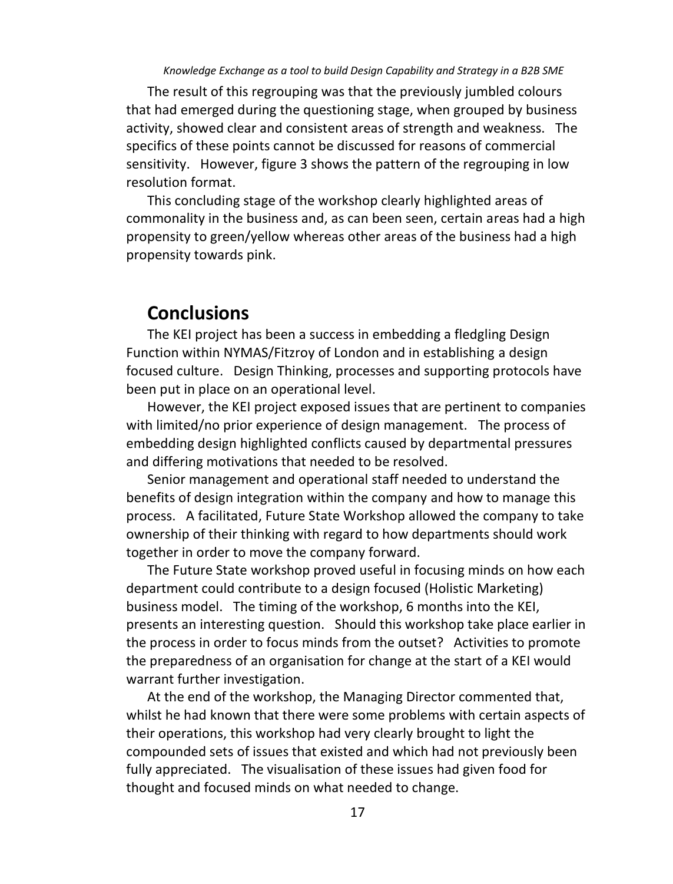The result of this regrouping was that the previously jumbled colours that had emerged during the questioning stage, when grouped by business activity, showed clear and consistent areas of strength and weakness. The specifics of these points cannot be discussed for reasons of commercial sensitivity. However, figure 3 shows the pattern of the regrouping in low resolution format.

This concluding stage of the workshop clearly highlighted areas of commonality in the business and, as can been seen, certain areas had a high propensity to green/yellow whereas other areas of the business had a high propensity towards pink.

## Conclusions

The KEI project has been a success in embedding a fledgling Design Function within NYMAS/Fitzroy of London and in establishing a design focused culture. Design Thinking, processes and supporting protocols have been put in place on an operational level.

However, the KEI project exposed issues that are pertinent to companies with limited/no prior experience of design management. The process of embedding design highlighted conflicts caused by departmental pressures and differing motivations that needed to be resolved.

Senior management and operational staff needed to understand the benefits of design integration within the company and how to manage this process. A facilitated, Future State Workshop allowed the company to take ownership of their thinking with regard to how departments should work together in order to move the company forward.

The Future State workshop proved useful in focusing minds on how each department could contribute to a design focused (Holistic Marketing) business model. The timing of the workshop, 6 months into the KEI, presents an interesting question. Should this workshop take place earlier in the process in order to focus minds from the outset? Activities to promote the preparedness of an organisation for change at the start of a KEI would warrant further investigation.

At the end of the workshop, the Managing Director commented that, whilst he had known that there were some problems with certain aspects of their operations, this workshop had very clearly brought to light the compounded sets of issues that existed and which had not previously been fully appreciated. The visualisation of these issues had given food for thought and focused minds on what needed to change.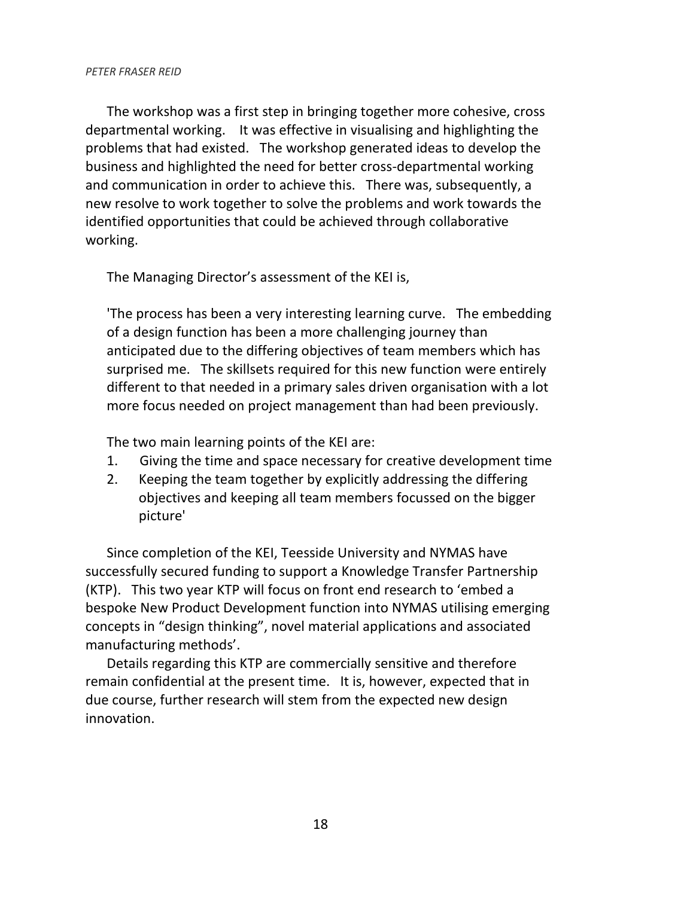The workshop was a first step in bringing together more cohesive, cross departmental working. It was effective in visualising and highlighting the problems that had existed. The workshop generated ideas to develop the business and highlighted the need for better cross-departmental working and communication in order to achieve this. There was, subsequently, a new resolve to work together to solve the problems and work towards the identified opportunities that could be achieved through collaborative working.

The Managing Director's assessment of the KEI is,

> 'The process has been a very interesting learning curve. The embedding of a design function has been a more challenging journey than anticipated due to the differing objectives of team members which has surprised me. The skillsets required for this new function were entirely different to that needed in a primary sales driven organisation with a lot more focus needed on project management than had been previously.
>
> The two main learning points of the KEI are:
>
> 1. Giving the time and space necessary for creative development time
> 2. Keeping the team together by explicitly addressing the differing objectives and keeping all team members focussed on the bigger picture'

Since completion of the KEI, Teesside University and NYMAS have successfully secured funding to support a Knowledge Transfer Partnership (KTP). This two year KTP will focus on front end research to 'embed a bespoke New Product Development function into NYMAS utilising emerging concepts in "design thinking", novel material applications and associated manufacturing methods'.

Details regarding this KTP are commercially sensitive and therefore remain confidential at the present time. It is, however, expected that in due course, further research will stem from the expected new design innovation.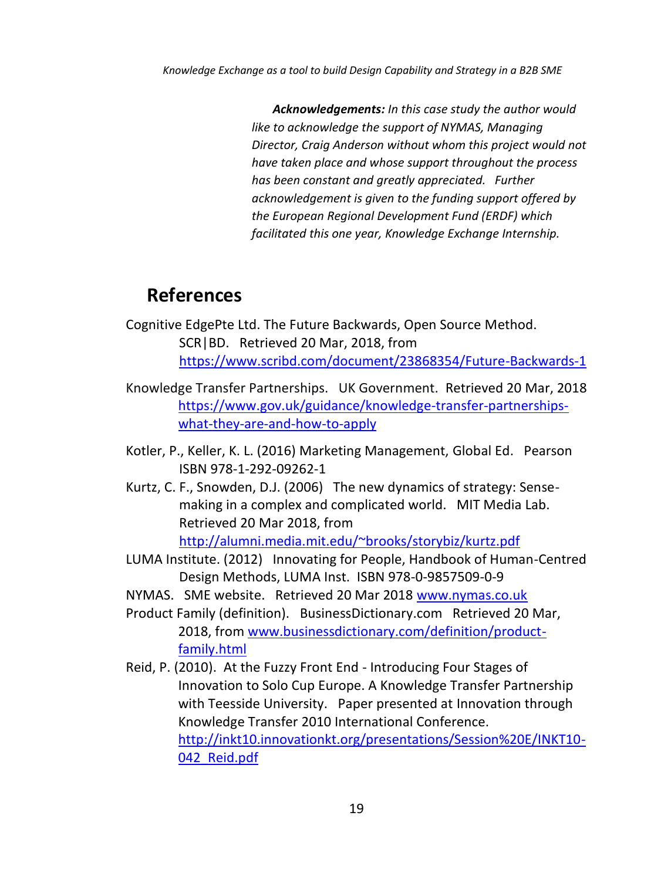*__Acknowledgements:__ In this case study the author would like to acknowledge the support of NYMAS, Managing Director, Craig Anderson without whom this project would not have taken place and whose support throughout the process has been constant and greatly appreciated. Further acknowledgement is given to the funding support offered by the European Regional Development Fund (ERDF) which facilitated this one year, Knowledge Exchange Internship.*

## References

Cognitive EdgePte Ltd. The Future Backwards, Open Source Method. SCR|BD. Retrieved 20 Mar, 2018, from https://www.scribd.com/document/23868354/Future-Backwards-1

Knowledge Transfer Partnerships. UK Government. Retrieved 20 Mar, 2018 https://www.gov.uk/guidance/knowledge-transfer-partnerships-what-they-are-and-how-to-apply

Kotler, P., Keller, K. L. (2016) Marketing Management, Global Ed. Pearson ISBN 978-1-292-09262-1

Kurtz, C. F., Snowden, D.J. (2006) The new dynamics of strategy: Sense-making in a complex and complicated world. MIT Media Lab. Retrieved 20 Mar 2018, from http://alumni.media.mit.edu/~brooks/storybiz/kurtz.pdf

LUMA Institute. (2012) Innovating for People, Handbook of Human-Centred Design Methods, LUMA Inst. ISBN 978-0-9857509-0-9

NYMAS. SME website. Retrieved 20 Mar 2018 www.nymas.co.uk

Product Family (definition). BusinessDictionary.com Retrieved 20 Mar, 2018, from www.businessdictionary.com/definition/product-family.html

Reid, P. (2010). At the Fuzzy Front End - Introducing Four Stages of Innovation to Solo Cup Europe. A Knowledge Transfer Partnership with Teesside University. Paper presented at Innovation through Knowledge Transfer 2010 International Conference. http://inkt10.innovationkt.org/presentations/Session%20E/INKT10-042_Reid.pdf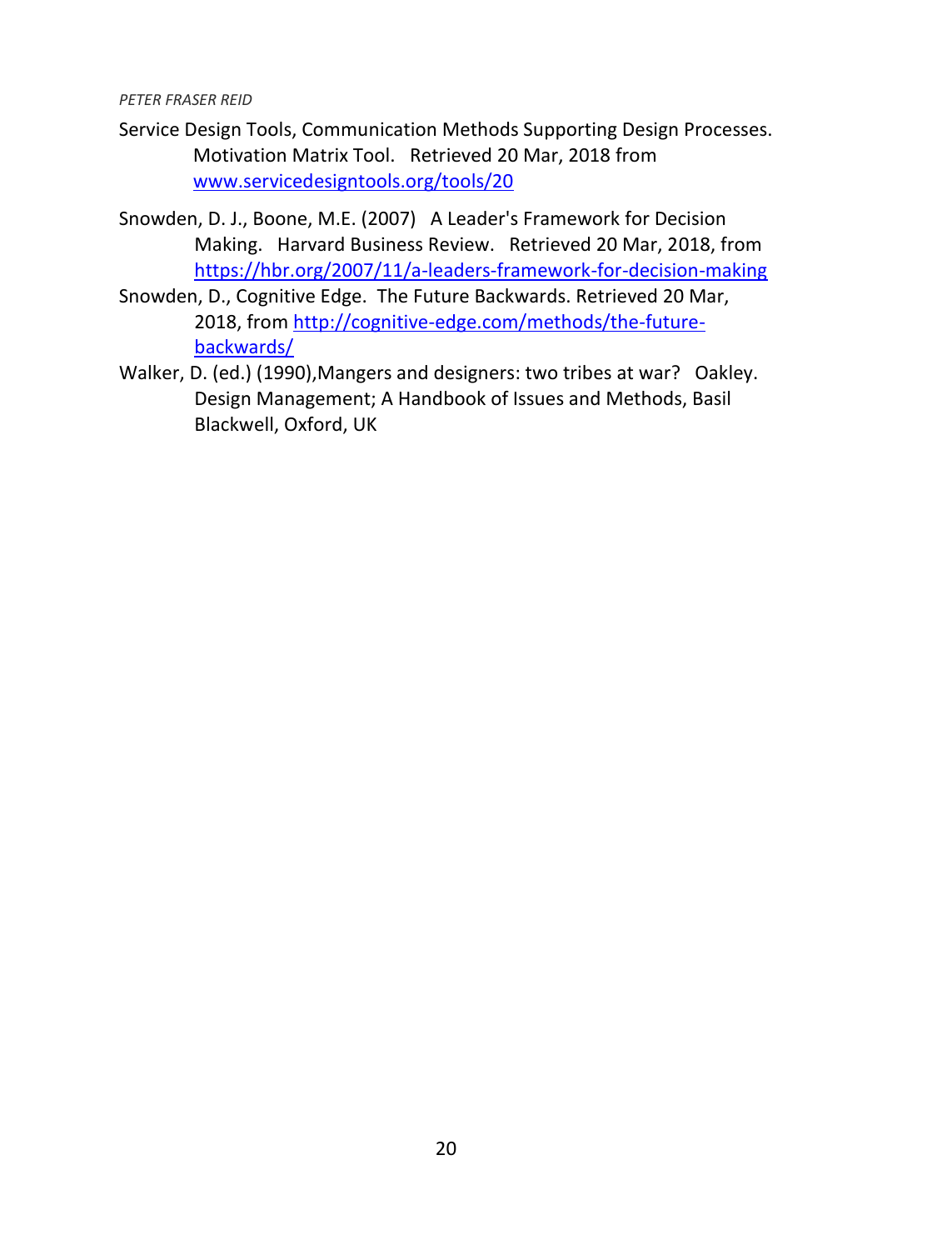Service Design Tools, Communication Methods Supporting Design Processes. Motivation Matrix Tool. Retrieved 20 Mar, 2018 from [www.servicedesigntools.org/tools/20](www.servicedesigntools.org/tools/20)

Snowden, D. J., Boone, M.E. (2007) A Leader's Framework for Decision Making. Harvard Business Review. Retrieved 20 Mar, 2018, from [https://hbr.org/2007/11/a-leaders-framework-for-decision-making](https://hbr.org/2007/11/a-leaders-framework-for-decision-making)

Snowden, D., Cognitive Edge. The Future Backwards. Retrieved 20 Mar, 2018, from [http://cognitive-edge.com/methods/the-future-backwards/](http://cognitive-edge.com/methods/the-future-backwards/)

Walker, D. (ed.) (1990),Mangers and designers: two tribes at war? Oakley. Design Management; A Handbook of Issues and Methods, Basil Blackwell, Oxford, UK